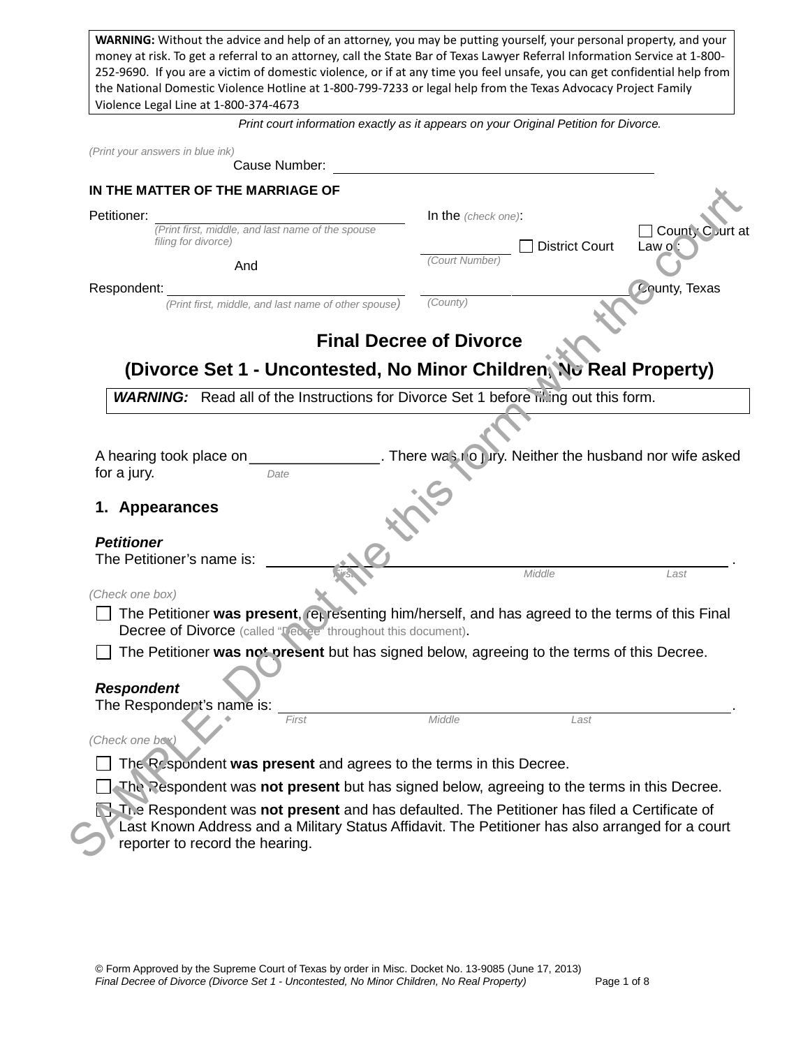**WARNING:** Without the advice and help of an attorney, you may be putting yourself, your personal property, and your money at risk. To get a referral to an attorney, call the State Bar of Texas Lawyer Referral Information Service at 1-800-252-9690. If you are a victim of domestic violence, or if at any time you feel unsafe, you can get confidential help from the National Domestic Violence Hotline at 1-800-799-7233 or legal help from the Texas Advocacy Project Family Violence Legal Line at 1-800-374-4673

*Print court information exactly as it appears on your Original Petition for Divorce.*

*(Print your answers in blue ink)*

Cause Number: ______________________

**IN THE MATTER OF THE MARRIAGE OF**

Petitioner: ______________________
*(Print first, middle, and last name of the spouse filing for divorce)*

And

Respondent: ______________________
*(Print first, middle, and last name of other spouse)*

In the *(check one)*:

______ ☐ District Court ☐ County Court at Law of:
*(Court Number)*

______________________ County, Texas
*(County)*

# Final Decree of Divorce

## (Divorce Set 1 - Uncontested, No Minor Children, No Real Property)

***WARNING:*** Read all of the Instructions for Divorce Set 1 before filling out this form.

SAMPLE. Do not file this form with the court

A hearing took place on ______________. There was no jury. Neither the husband nor wife asked for a jury.
*Date*

## 1. Appearances

***Petitioner***

The Petitioner's name is: ______________________________________.
*First Middle Last*

*(Check one box)*

☐ The Petitioner **was present**, representing him/herself, and has agreed to the terms of this Final Decree of Divorce (called "Decree" throughout this document).

☐ The Petitioner **was not present** but has signed below, agreeing to the terms of this Decree.

***Respondent***

The Respondent's name is: ______________________________________.
*First Middle Last*

*(Check one box)*

☐ The Respondent **was present** and agrees to the terms in this Decree.

☐ The Respondent was **not present** but has signed below, agreeing to the terms in this Decree.

☐ The Respondent was **not present** and has defaulted. The Petitioner has filed a Certificate of Last Known Address and a Military Status Affidavit. The Petitioner has also arranged for a court reporter to record the hearing.

© Form Approved by the Supreme Court of Texas by order in Misc. Docket No. 13-9085 (June 17, 2013)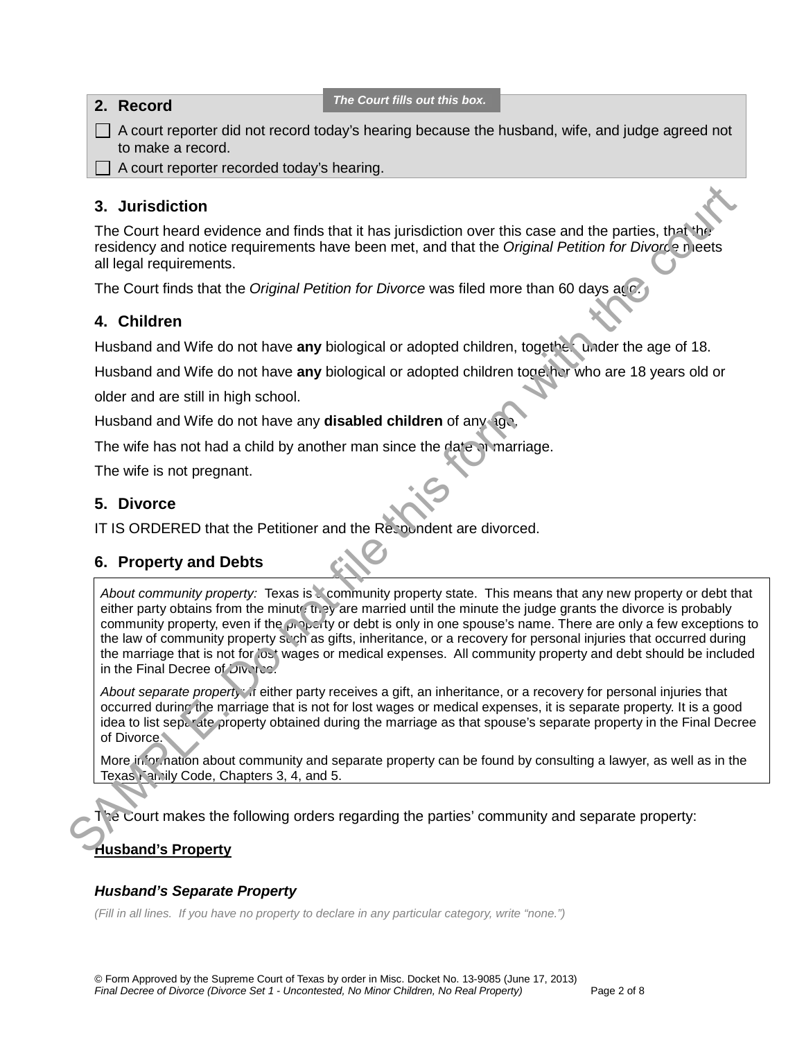## 2. Record

*The Court fills out this box.*

☐ A court reporter did not record today's hearing because the husband, wife, and judge agreed not to make a record.

☐ A court reporter recorded today's hearing.

## 3. Jurisdiction

The Court heard evidence and finds that it has jurisdiction over this case and the parties, that the residency and notice requirements have been met, and that the *Original Petition for Divorce* meets all legal requirements.

The Court finds that the *Original Petition for Divorce* was filed more than 60 days ago.

## 4. Children

Husband and Wife do not have **any** biological or adopted children, together, under the age of 18.

Husband and Wife do not have **any** biological or adopted children together who are 18 years old or older and are still in high school.

Husband and Wife do not have any **disabled children** of any age.

The wife has not had a child by another man since the date of marriage.

The wife is not pregnant.

## 5. Divorce

IT IS ORDERED that the Petitioner and the Respondent are divorced.

## 6. Property and Debts

*About community property:* Texas is a community property state. This means that any new property or debt that either party obtains from the minute they are married until the minute the judge grants the divorce is probably community property, even if the property or debt is only in one spouse's name. There are only a few exceptions to the law of community property such as gifts, inheritance, or a recovery for personal injuries that occurred during the marriage that is not for lost wages or medical expenses. All community property and debt should be included in the Final Decree of Divorce.

*About separate property:* If either party receives a gift, an inheritance, or a recovery for personal injuries that occurred during the marriage that is not for lost wages or medical expenses, it is separate property. It is a good idea to list separate property obtained during the marriage as that spouse's separate property in the Final Decree of Divorce.

More information about community and separate property can be found by consulting a lawyer, as well as in the Texas Family Code, Chapters 3, 4, and 5.

The Court makes the following orders regarding the parties' community and separate property:

**Husband's Property**

***Husband's Separate Property***

*(Fill in all lines. If you have no property to declare in any particular category, write "none.")*

SAMPLE. Do not file this form with the court

© Form Approved by the Supreme Court of Texas by order in Misc. Docket No. 13-9085 (June 17, 2013)
*Final Decree of Divorce (Divorce Set 1 - Uncontested, No Minor Children, No Real Property)*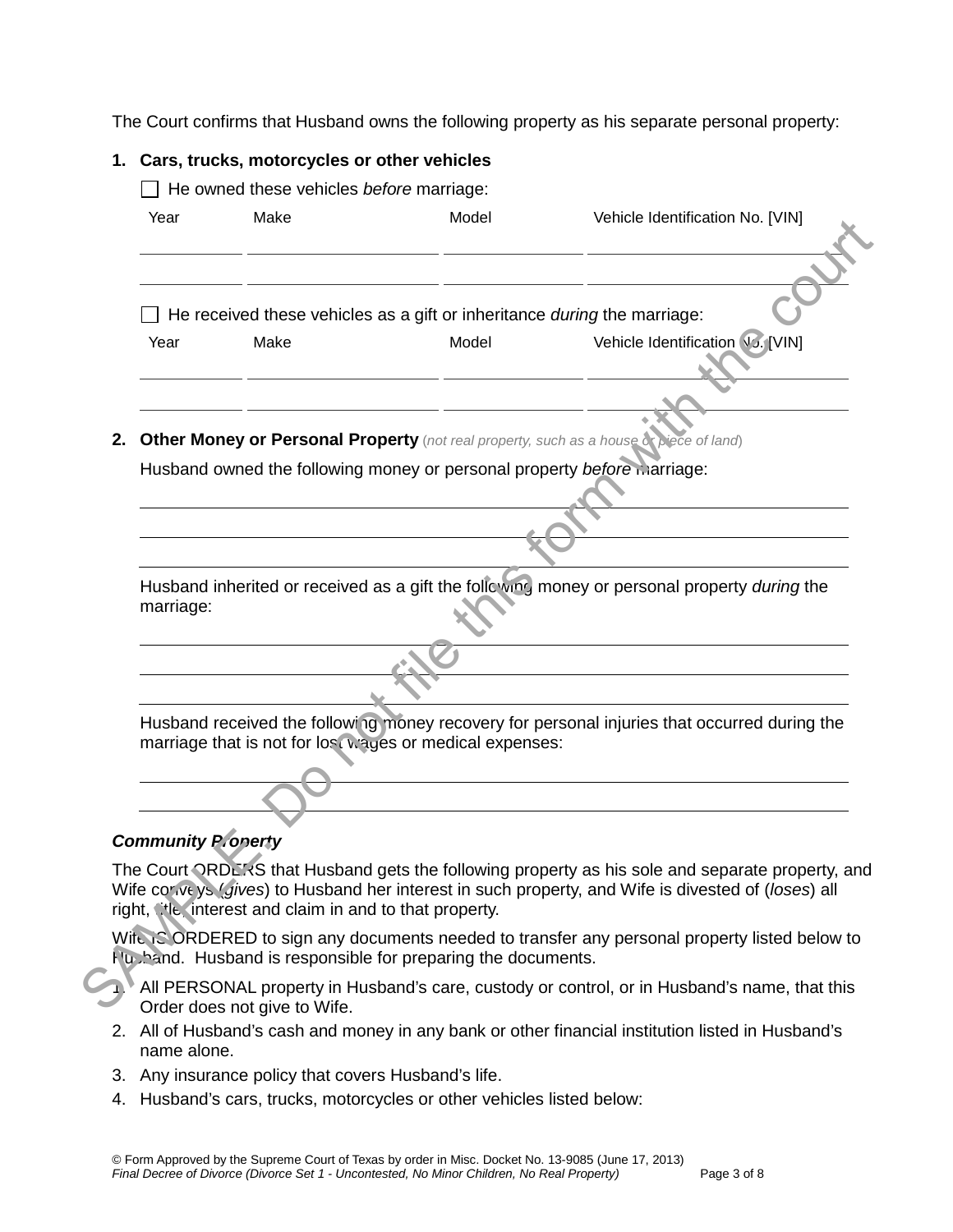The Court confirms that Husband owns the following property as his separate personal property:

**1. Cars, trucks, motorcycles or other vehicles**

☐ He owned these vehicles *before* marriage:

| Year | Make | Model | Vehicle Identification No. [VIN] |
|---|---|---|---|
| | | | |
| | | | |

☐ He received these vehicles as a gift or inheritance *during* the marriage:

| Year | Make | Model | Vehicle Identification No. [VIN] |
|---|---|---|---|
| | | | |
| | | | |

**2. Other Money or Personal Property** (*not real property, such as a house or piece of land*)

Husband owned the following money or personal property *before* marriage:

\_\_\_\_\_\_\_\_\_\_\_\_\_\_\_\_\_\_\_\_\_\_\_\_\_\_\_\_\_\_\_\_\_\_\_\_\_\_\_\_\_\_\_\_\_\_\_\_\_\_\_\_\_\_\_\_\_\_\_\_\_\_\_\_\_\_\_\_

\_\_\_\_\_\_\_\_\_\_\_\_\_\_\_\_\_\_\_\_\_\_\_\_\_\_\_\_\_\_\_\_\_\_\_\_\_\_\_\_\_\_\_\_\_\_\_\_\_\_\_\_\_\_\_\_\_\_\_\_\_\_\_\_\_\_\_\_

\_\_\_\_\_\_\_\_\_\_\_\_\_\_\_\_\_\_\_\_\_\_\_\_\_\_\_\_\_\_\_\_\_\_\_\_\_\_\_\_\_\_\_\_\_\_\_\_\_\_\_\_\_\_\_\_\_\_\_\_\_\_\_\_\_\_\_\_

Husband inherited or received as a gift the following money or personal property *during* the marriage:

\_\_\_\_\_\_\_\_\_\_\_\_\_\_\_\_\_\_\_\_\_\_\_\_\_\_\_\_\_\_\_\_\_\_\_\_\_\_\_\_\_\_\_\_\_\_\_\_\_\_\_\_\_\_\_\_\_\_\_\_\_\_\_\_\_\_\_\_

\_\_\_\_\_\_\_\_\_\_\_\_\_\_\_\_\_\_\_\_\_\_\_\_\_\_\_\_\_\_\_\_\_\_\_\_\_\_\_\_\_\_\_\_\_\_\_\_\_\_\_\_\_\_\_\_\_\_\_\_\_\_\_\_\_\_\_\_

\_\_\_\_\_\_\_\_\_\_\_\_\_\_\_\_\_\_\_\_\_\_\_\_\_\_\_\_\_\_\_\_\_\_\_\_\_\_\_\_\_\_\_\_\_\_\_\_\_\_\_\_\_\_\_\_\_\_\_\_\_\_\_\_\_\_\_\_

Husband received the following money recovery for personal injuries that occurred during the marriage that is not for lost wages or medical expenses:

\_\_\_\_\_\_\_\_\_\_\_\_\_\_\_\_\_\_\_\_\_\_\_\_\_\_\_\_\_\_\_\_\_\_\_\_\_\_\_\_\_\_\_\_\_\_\_\_\_\_\_\_\_\_\_\_\_\_\_\_\_\_\_\_\_\_\_\_

\_\_\_\_\_\_\_\_\_\_\_\_\_\_\_\_\_\_\_\_\_\_\_\_\_\_\_\_\_\_\_\_\_\_\_\_\_\_\_\_\_\_\_\_\_\_\_\_\_\_\_\_\_\_\_\_\_\_\_\_\_\_\_\_\_\_\_\_

***Community Property***

The Court ORDERS that Husband gets the following property as his sole and separate property, and Wife conveys (*gives*) to Husband her interest in such property, and Wife is divested of (*loses*) all right, title, interest and claim in and to that property.

Wife IS ORDERED to sign any documents needed to transfer any personal property listed below to Husband. Husband is responsible for preparing the documents.

1. All PERSONAL property in Husband's care, custody or control, or in Husband's name, that this Order does not give to Wife.
2. All of Husband's cash and money in any bank or other financial institution listed in Husband's name alone.
3. Any insurance policy that covers Husband's life.
4. Husband's cars, trucks, motorcycles or other vehicles listed below: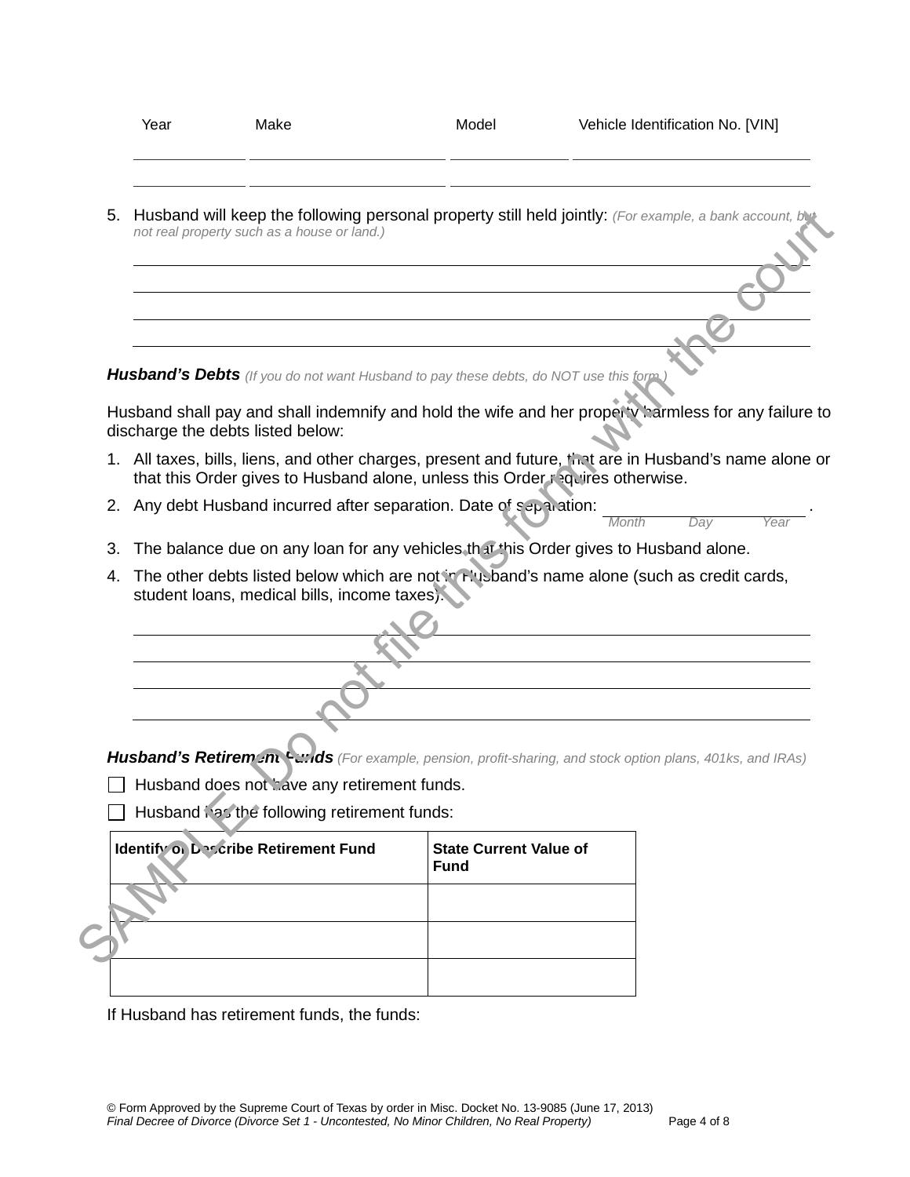| Year | Make | Model | Vehicle Identification No. [VIN] |
|---|---|---|---|
| | | | |
| | | | |

5. Husband will keep the following personal property still held jointly: *(For example, a bank account, but not real property such as a house or land.)*

\_\_\_\_\_\_\_\_\_\_\_\_\_\_\_\_\_\_\_\_\_\_\_\_\_\_\_\_\_\_\_\_\_\_\_\_\_\_\_\_

\_\_\_\_\_\_\_\_\_\_\_\_\_\_\_\_\_\_\_\_\_\_\_\_\_\_\_\_\_\_\_\_\_\_\_\_\_\_\_\_

\_\_\_\_\_\_\_\_\_\_\_\_\_\_\_\_\_\_\_\_\_\_\_\_\_\_\_\_\_\_\_\_\_\_\_\_\_\_\_\_

\_\_\_\_\_\_\_\_\_\_\_\_\_\_\_\_\_\_\_\_\_\_\_\_\_\_\_\_\_\_\_\_\_\_\_\_\_\_\_\_

***Husband's Debts*** *(If you do not want Husband to pay these debts, do NOT use this form.)*

Husband shall pay and shall indemnify and hold the wife and her property harmless for any failure to discharge the debts listed below:

1. All taxes, bills, liens, and other charges, present and future, that are in Husband's name alone or that this Order gives to Husband alone, unless this Order requires otherwise.
2. Any debt Husband incurred after separation. Date of separation: \_\_\_\_\_\_\_\_\_\_\_\_\_\_\_\_ .
   *Month Day Year*
3. The balance due on any loan for any vehicles that this Order gives to Husband alone.
4. The other debts listed below which are not in Husband's name alone (such as credit cards, student loans, medical bills, income taxes):

\_\_\_\_\_\_\_\_\_\_\_\_\_\_\_\_\_\_\_\_\_\_\_\_\_\_\_\_\_\_\_\_\_\_\_\_\_\_\_\_

\_\_\_\_\_\_\_\_\_\_\_\_\_\_\_\_\_\_\_\_\_\_\_\_\_\_\_\_\_\_\_\_\_\_\_\_\_\_\_\_

\_\_\_\_\_\_\_\_\_\_\_\_\_\_\_\_\_\_\_\_\_\_\_\_\_\_\_\_\_\_\_\_\_\_\_\_\_\_\_\_

\_\_\_\_\_\_\_\_\_\_\_\_\_\_\_\_\_\_\_\_\_\_\_\_\_\_\_\_\_\_\_\_\_\_\_\_\_\_\_\_

***Husband's Retirement Funds*** *(For example, pension, profit-sharing, and stock option plans, 401ks, and IRAs)*

☐ Husband does not have any retirement funds.

☐ Husband has the following retirement funds:

| Identify or Describe Retirement Fund | State Current Value of Fund |
|---|---|
| | |
| | |
| | |

If Husband has retirement funds, the funds:

© Form Approved by the Supreme Court of Texas by order in Misc. Docket No. 13-9085 (June 17, 2013)
*Final Decree of Divorce (Divorce Set 1 - Uncontested, No Minor Children, No Real Property)*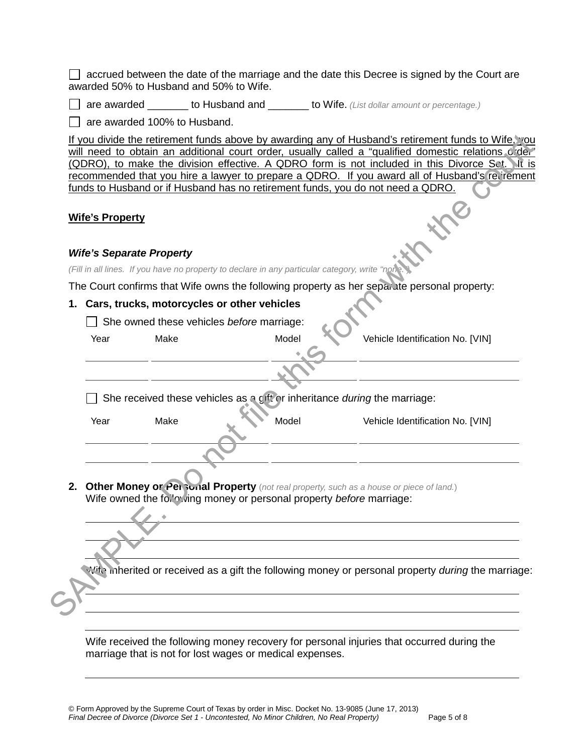☐ accrued between the date of the marriage and the date this Decree is signed by the Court are awarded 50% to Husband and 50% to Wife.

☐ are awarded _______ to Husband and _______ to Wife. *(List dollar amount or percentage.)*

☐ are awarded 100% to Husband.

<u>If you divide the retirement funds above by awarding any of Husband's retirement funds to Wife, you will need to obtain an additional court order, usually called a "qualified domestic relations order" (QDRO), to make the division effective. A QDRO form is not included in this Divorce Set. It is recommended that you hire a lawyer to prepare a QDRO. If you award all of Husband's retirement funds to Husband or if Husband has no retirement funds, you do not need a QDRO.</u>

**<u>Wife's Property</u>**

***Wife's Separate Property***

*(Fill in all lines. If you have no property to declare in any particular category, write "none.")*

The Court confirms that Wife owns the following property as her separate personal property:

**1. Cars, trucks, motorcycles or other vehicles**

☐ She owned these vehicles *before* marriage:

| Year | Make | Model | Vehicle Identification No. [VIN] |
|---|---|---|---|
| | | | |
| | | | |

☐ She received these vehicles as a gift or inheritance *during* the marriage:

| Year | Make | Model | Vehicle Identification No. [VIN] |
|---|---|---|---|
| | | | |
| | | | |

**2. Other Money or Personal Property** *(not real property, such as a house or piece of land.)*
Wife owned the following money or personal property *before* marriage:

_______________________________________________

_______________________________________________

_______________________________________________

Wife inherited or received as a gift the following money or personal property *during* the marriage:

_______________________________________________

_______________________________________________

_______________________________________________

Wife received the following money recovery for personal injuries that occurred during the marriage that is not for lost wages or medical expenses.

_______________________________________________

SAMPLE. Do not file this form with the court

© Form Approved by the Supreme Court of Texas by order in Misc. Docket No. 13-9085 (June 17, 2013)
*Final Decree of Divorce (Divorce Set 1 - Uncontested, No Minor Children, No Real Property)*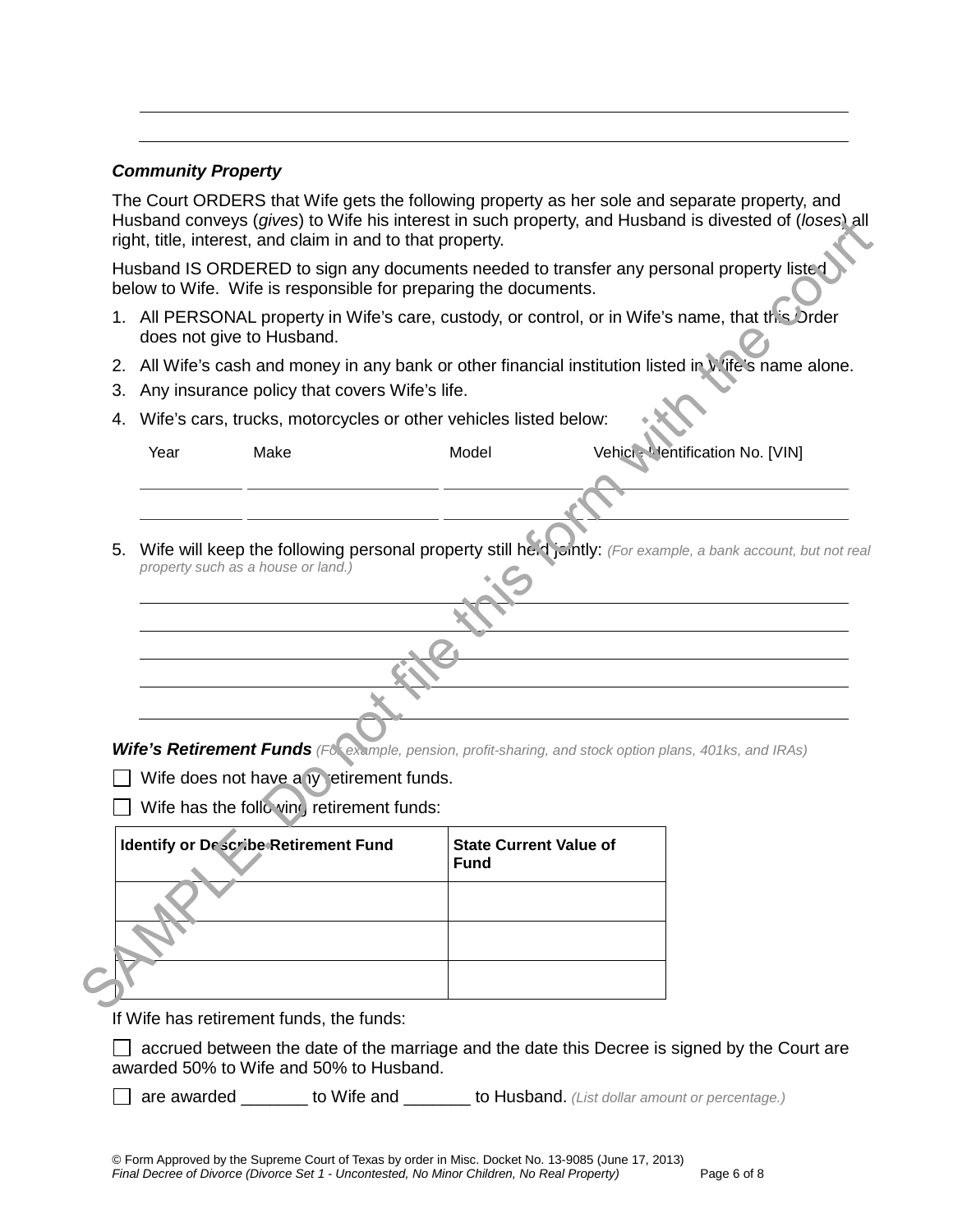\_\_\_\_\_\_\_\_\_\_\_\_\_\_\_\_\_\_\_\_\_\_\_\_\_\_\_\_\_\_\_\_\_\_\_\_\_\_\_\_\_\_\_\_\_\_\_\_\_\_\_\_\_\_\_\_\_\_\_\_\_\_\_\_\_\_\_\_\_\_\_\_

\_\_\_\_\_\_\_\_\_\_\_\_\_\_\_\_\_\_\_\_\_\_\_\_\_\_\_\_\_\_\_\_\_\_\_\_\_\_\_\_\_\_\_\_\_\_\_\_\_\_\_\_\_\_\_\_\_\_\_\_\_\_\_\_\_\_\_\_\_\_\_\_

***Community Property***

The Court ORDERS that Wife gets the following property as her sole and separate property, and Husband conveys (*gives*) to Wife his interest in such property, and Husband is divested of (*loses*) all right, title, interest, and claim in and to that property.

Husband IS ORDERED to sign any documents needed to transfer any personal property listed below to Wife. Wife is responsible for preparing the documents.

1. All PERSONAL property in Wife's care, custody, or control, or in Wife's name, that this Order does not give to Husband.
2. All Wife's cash and money in any bank or other financial institution listed in Wife's name alone.
3. Any insurance policy that covers Wife's life.
4. Wife's cars, trucks, motorcycles or other vehicles listed below:

| Year | Make | Model | Vehicle Identification No. [VIN] |
|---|---|---|---|
| | | | |
| | | | |

5. Wife will keep the following personal property still held jointly: *(For example, a bank account, but not real property such as a house or land.)*

\_\_\_\_\_\_\_\_\_\_\_\_\_\_\_\_\_\_\_\_\_\_\_\_\_\_\_\_\_\_\_\_\_\_\_\_\_\_\_\_\_\_\_\_\_\_\_\_\_\_\_\_\_\_\_\_\_\_\_\_\_\_\_\_\_\_\_\_\_\_\_\_

\_\_\_\_\_\_\_\_\_\_\_\_\_\_\_\_\_\_\_\_\_\_\_\_\_\_\_\_\_\_\_\_\_\_\_\_\_\_\_\_\_\_\_\_\_\_\_\_\_\_\_\_\_\_\_\_\_\_\_\_\_\_\_\_\_\_\_\_\_\_\_\_

\_\_\_\_\_\_\_\_\_\_\_\_\_\_\_\_\_\_\_\_\_\_\_\_\_\_\_\_\_\_\_\_\_\_\_\_\_\_\_\_\_\_\_\_\_\_\_\_\_\_\_\_\_\_\_\_\_\_\_\_\_\_\_\_\_\_\_\_\_\_\_\_

\_\_\_\_\_\_\_\_\_\_\_\_\_\_\_\_\_\_\_\_\_\_\_\_\_\_\_\_\_\_\_\_\_\_\_\_\_\_\_\_\_\_\_\_\_\_\_\_\_\_\_\_\_\_\_\_\_\_\_\_\_\_\_\_\_\_\_\_\_\_\_\_

\_\_\_\_\_\_\_\_\_\_\_\_\_\_\_\_\_\_\_\_\_\_\_\_\_\_\_\_\_\_\_\_\_\_\_\_\_\_\_\_\_\_\_\_\_\_\_\_\_\_\_\_\_\_\_\_\_\_\_\_\_\_\_\_\_\_\_\_\_\_\_\_

***Wife's Retirement Funds*** *(For example, pension, profit-sharing, and stock option plans, 401ks, and IRAs)*

☐ Wife does not have any retirement funds.

☐ Wife has the following retirement funds:

| Identify or Describe Retirement Fund | State Current Value of Fund |
|---|---|
| | |
| | |
| | |

If Wife has retirement funds, the funds:

☐ accrued between the date of the marriage and the date this Decree is signed by the Court are awarded 50% to Wife and 50% to Husband.

☐ are awarded \_\_\_\_\_\_\_ to Wife and \_\_\_\_\_\_\_ to Husband. *(List dollar amount or percentage.)*

SAMPLE - Do not file this form with the court

© Form Approved by the Supreme Court of Texas by order in Misc. Docket No. 13-9085 (June 17, 2013)
*Final Decree of Divorce (Divorce Set 1 - Uncontested, No Minor Children, No Real Property)*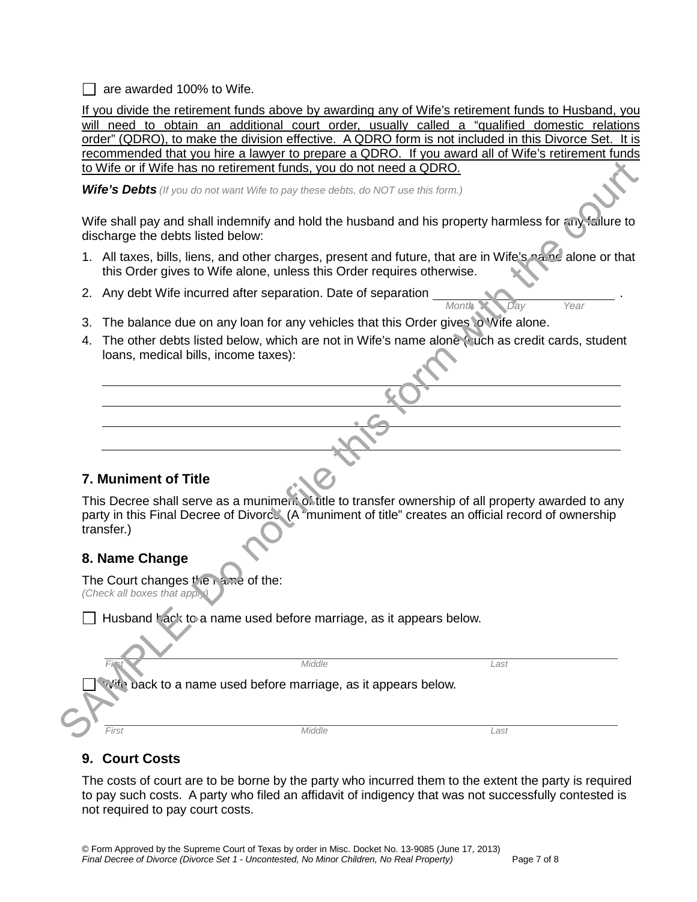☐ are awarded 100% to Wife.

If you divide the retirement funds above by awarding any of Wife's retirement funds to Husband, you will need to obtain an additional court order, usually called a "qualified domestic relations order" (QDRO), to make the division effective. A QDRO form is not included in this Divorce Set. It is recommended that you hire a lawyer to prepare a QDRO. If you award all of Wife's retirement funds to Wife or if Wife has no retirement funds, you do not need a QDRO.

***Wife's Debts*** *(If you do not want Wife to pay these debts, do NOT use this form.)*

Wife shall pay and shall indemnify and hold the husband and his property harmless for any failure to discharge the debts listed below:

1. All taxes, bills, liens, and other charges, present and future, that are in Wife's name alone or that this Order gives to Wife alone, unless this Order requires otherwise.
2. Any debt Wife incurred after separation. Date of separation ______________________ .
   *Month Day Year*
3. The balance due on any loan for any vehicles that this Order gives to Wife alone.
4. The other debts listed below, which are not in Wife's name alone (such as credit cards, student loans, medical bills, income taxes):

   ______________________________________________________________________
   ______________________________________________________________________
   ______________________________________________________________________
   ______________________________________________________________________

## 7. Muniment of Title

This Decree shall serve as a muniment of title to transfer ownership of all property awarded to any party in this Final Decree of Divorce. (A "muniment of title" creates an official record of ownership transfer.)

## 8. Name Change

The Court changes the name of the:
*(Check all boxes that apply)*

☐ Husband back to a name used before marriage, as it appears below.

______________________________________________________________________
*First Middle Last*

☐ Wife back to a name used before marriage, as it appears below.

______________________________________________________________________
*First Middle Last*

## 9. Court Costs

The costs of court are to be borne by the party who incurred them to the extent the party is required to pay such costs. A party who filed an affidavit of indigency that was not successfully contested is not required to pay court costs.

SAMPLE. Do not file this form with the court

© Form Approved by the Supreme Court of Texas by order in Misc. Docket No. 13-9085 (June 17, 2013)
*Final Decree of Divorce (Divorce Set 1 - Uncontested, No Minor Children, No Real Property)*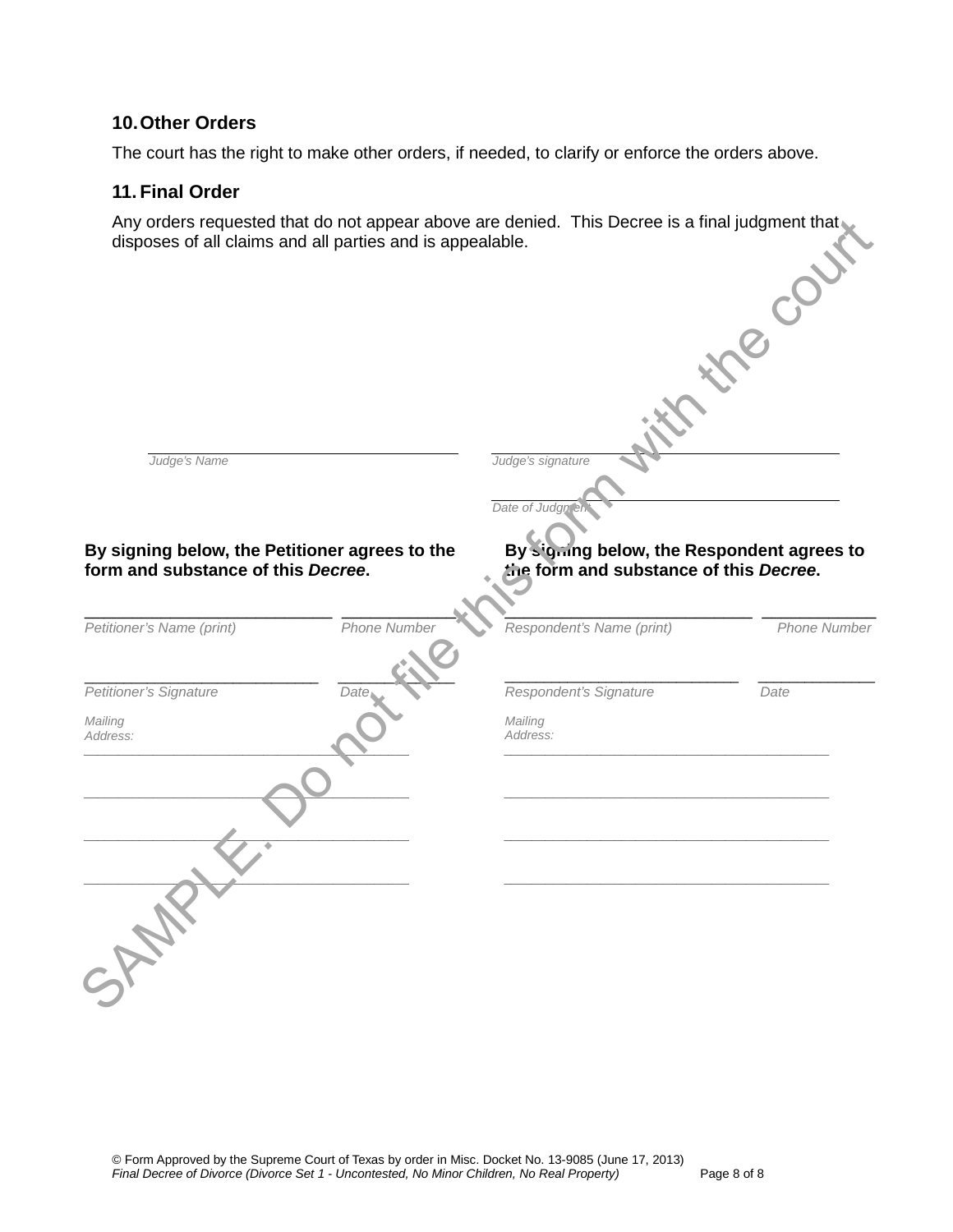## 10. Other Orders

The court has the right to make other orders, if needed, to clarify or enforce the orders above.

## 11. Final Order

Any orders requested that do not appear above are denied. This Decree is a final judgment that disposes of all claims and all parties and is appealable.

SAMPLE. Do not file this form with the court

______________________________ *Judge's Name*

______________________________ *Judge's signature*

______________________________ *Date of Judgment*

**By signing below, the Petitioner agrees to the form and substance of this *Decree*.**

______________________ *Petitioner's Name (print)* __________ *Phone Number*

______________________ *Petitioner's Signature* __________ *Date*

*Mailing Address:*

______________________________

______________________________

______________________________

______________________________

**By signing below, the Respondent agrees to the form and substance of this *Decree*.**

______________________ *Respondent's Name (print)* __________ *Phone Number*

______________________ *Respondent's Signature* __________ *Date*

*Mailing Address:*

______________________________

______________________________

______________________________

______________________________

© Form Approved by the Supreme Court of Texas by order in Misc. Docket No. 13-9085 (June 17, 2013)
*Final Decree of Divorce (Divorce Set 1 - Uncontested, No Minor Children, No Real Property)*